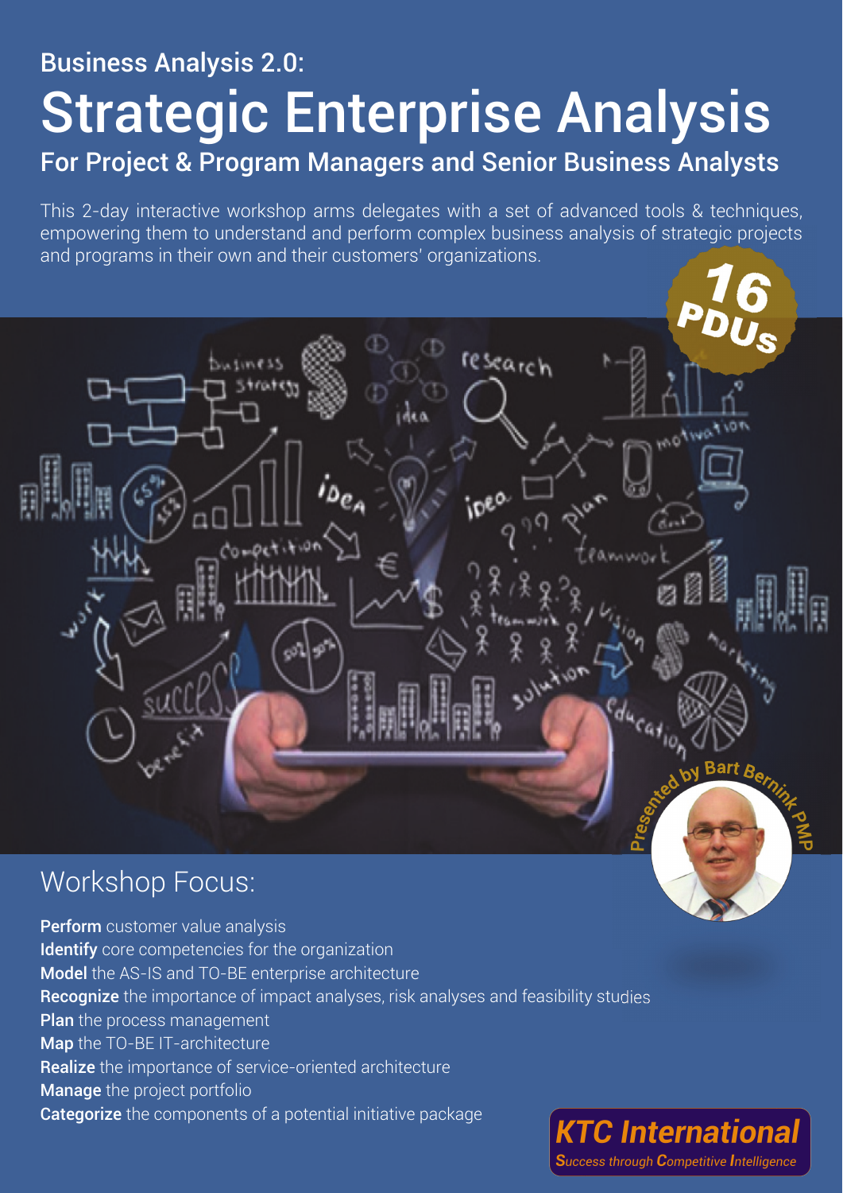## Business Analysis 2.0:

# Strategic Enterprise Analysis

### For Project & Program Managers and Senior Business Analysts

This 2-day interactive workshop arms delegates with a set of advanced tools & techniques, empowering them to understand and perform complex business analysis of strategic projects and programs in their own and their customers' organizations.

**16 PDUs**

Presented by Bart Bernink PMP

## Workshop Focus:

**Perform** customer value analysis
**Identify** core competencies for the organization
**Model** the AS-IS and TO-BE enterprise architecture
**Recognize** the importance of impact analyses, risk analyses and feasibility studies
**Plan** the process management
**Map** the TO-BE IT-architecture
**Realize** the importance of service-oriented architecture
**Manage** the project portfolio
**Categorize** the components of a potential initiative package

**KTC International**
*Success through Competitive Intelligence*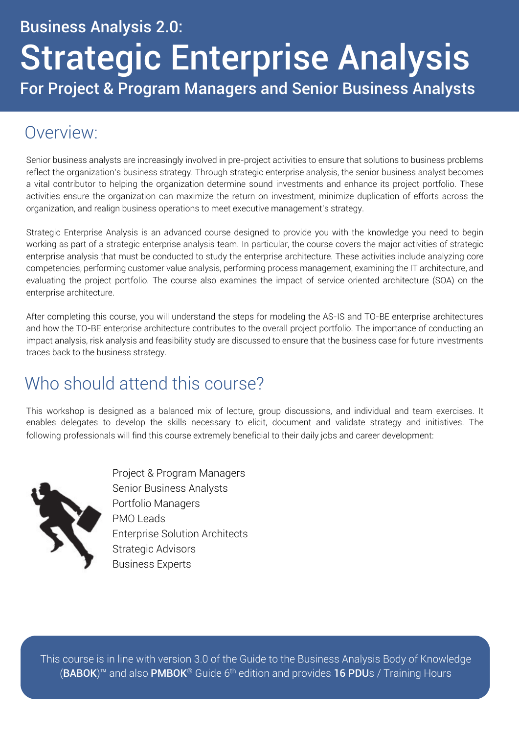# Business Analysis 2.0:

# Strategic Enterprise Analysis

## For Project & Program Managers and Senior Business Analysts

## Overview:

Senior business analysts are increasingly involved in pre-project activities to ensure that solutions to business problems reflect the organization's business strategy. Through strategic enterprise analysis, the senior business analyst becomes a vital contributor to helping the organization determine sound investments and enhance its project portfolio. These activities ensure the organization can maximize the return on investment, minimize duplication of efforts across the organization, and realign business operations to meet executive management's strategy.

Strategic Enterprise Analysis is an advanced course designed to provide you with the knowledge you need to begin working as part of a strategic enterprise analysis team. In particular, the course covers the major activities of strategic enterprise analysis that must be conducted to study the enterprise architecture. These activities include analyzing core competencies, performing customer value analysis, performing process management, examining the IT architecture, and evaluating the project portfolio. The course also examines the impact of service oriented architecture (SOA) on the enterprise architecture.

After completing this course, you will understand the steps for modeling the AS-IS and TO-BE enterprise architectures and how the TO-BE enterprise architecture contributes to the overall project portfolio. The importance of conducting an impact analysis, risk analysis and feasibility study are discussed to ensure that the business case for future investments traces back to the business strategy.

## Who should attend this course?

This workshop is designed as a balanced mix of lecture, group discussions, and individual and team exercises. It enables delegates to develop the skills necessary to elicit, document and validate strategy and initiatives. The following professionals will find this course extremely beneficial to their daily jobs and career development:

- Project & Program Managers
- Senior Business Analysts
- Portfolio Managers
- PMO Leads
- Enterprise Solution Architects
- Strategic Advisors
- Business Experts

This course is in line with version 3.0 of the Guide to the Business Analysis Body of Knowledge (**BABOK**)™ and also **PMBOK**® Guide 6th edition and provides **16 PDU**s / Training Hours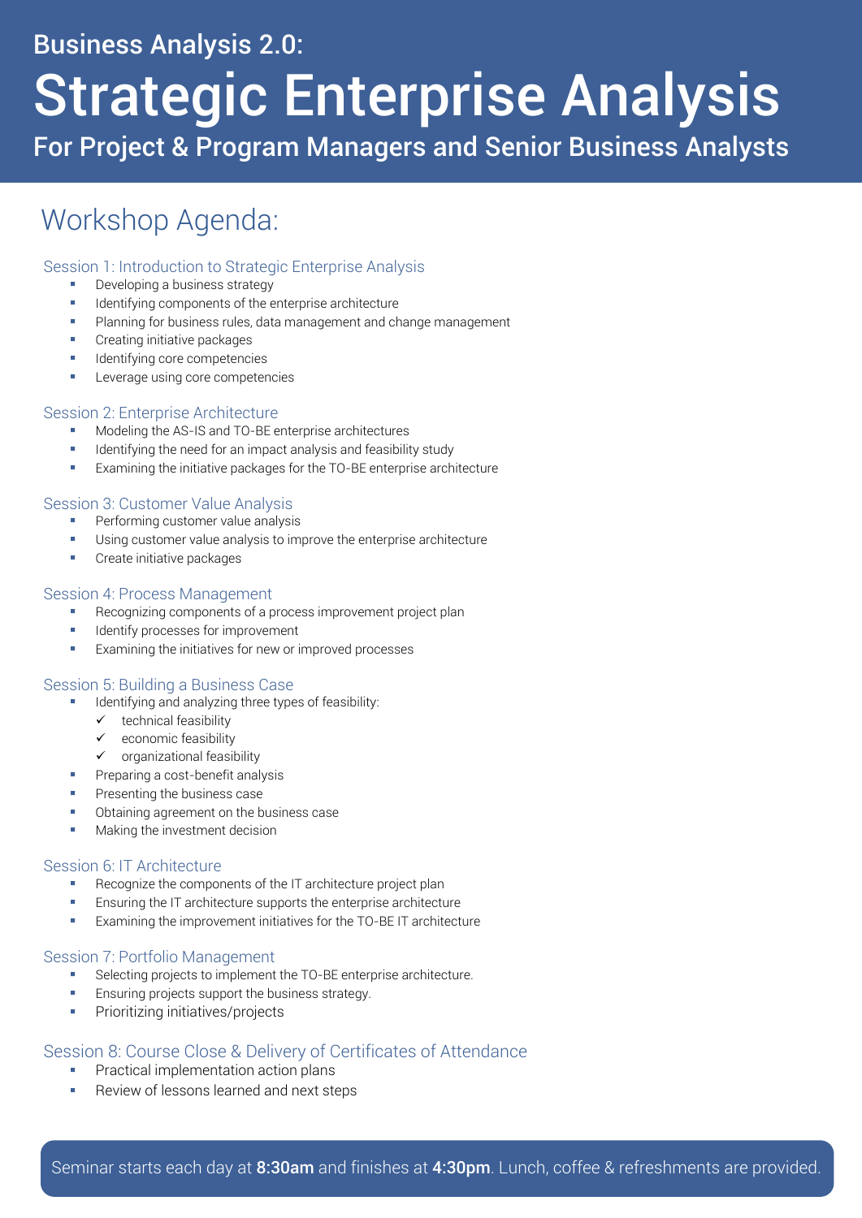Business Analysis 2.0:

# Strategic Enterprise Analysis

For Project & Program Managers and Senior Business Analysts

## Workshop Agenda:

### Session 1: Introduction to Strategic Enterprise Analysis

- Developing a business strategy
- Identifying components of the enterprise architecture
- Planning for business rules, data management and change management
- Creating initiative packages
- Identifying core competencies
- Leverage using core competencies

### Session 2: Enterprise Architecture

- Modeling the AS-IS and TO-BE enterprise architectures
- Identifying the need for an impact analysis and feasibility study
- Examining the initiative packages for the TO-BE enterprise architecture

### Session 3: Customer Value Analysis

- Performing customer value analysis
- Using customer value analysis to improve the enterprise architecture
- Create initiative packages

### Session 4: Process Management

- Recognizing components of a process improvement project plan
- Identify processes for improvement
- Examining the initiatives for new or improved processes

### Session 5: Building a Business Case

- Identifying and analyzing three types of feasibility:
  - ✓ technical feasibility
  - ✓ economic feasibility
  - ✓ organizational feasibility
- Preparing a cost-benefit analysis
- Presenting the business case
- Obtaining agreement on the business case
- Making the investment decision

### Session 6: IT Architecture

- Recognize the components of the IT architecture project plan
- Ensuring the IT architecture supports the enterprise architecture
- Examining the improvement initiatives for the TO-BE IT architecture

### Session 7: Portfolio Management

- Selecting projects to implement the TO-BE enterprise architecture.
- Ensuring projects support the business strategy.
- Prioritizing initiatives/projects

### Session 8: Course Close & Delivery of Certificates of Attendance

- Practical implementation action plans
- Review of lessons learned and next steps

Seminar starts each day at **8:30am** and finishes at **4:30pm**. Lunch, coffee & refreshments are provided.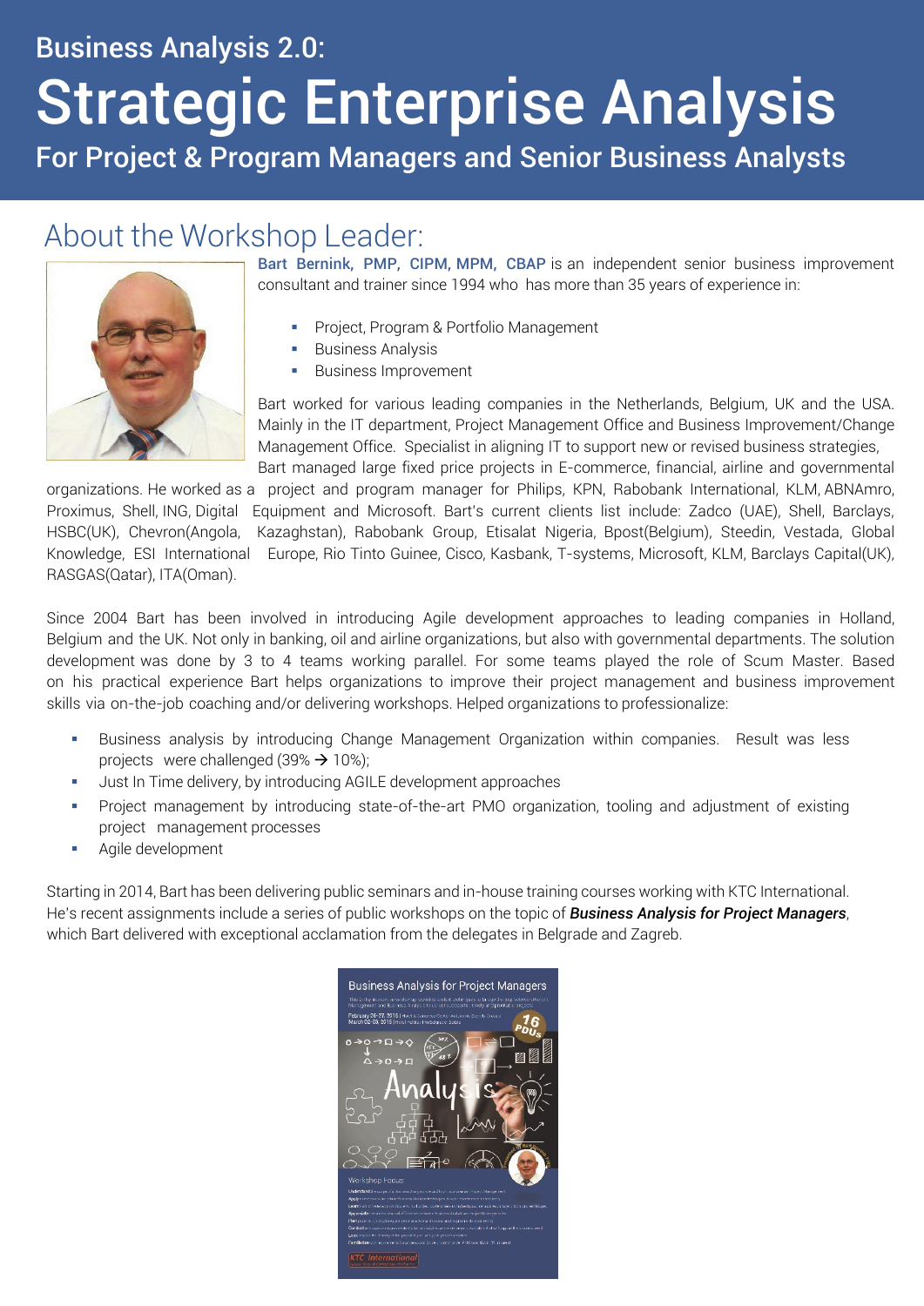Business Analysis 2.0:

# Strategic Enterprise Analysis

For Project & Program Managers and Senior Business Analysts

## About the Workshop Leader:

**Bart Bernink, PMP, CIPM, MPM, CBAP** is an independent senior business improvement consultant and trainer since 1994 who has more than 35 years of experience in:

- Project, Program & Portfolio Management
- Business Analysis
- Business Improvement

Bart worked for various leading companies in the Netherlands, Belgium, UK and the USA. Mainly in the IT department, Project Management Office and Business Improvement/Change Management Office. Specialist in aligning IT to support new or revised business strategies, Bart managed large fixed price projects in E-commerce, financial, airline and governmental organizations. He worked as a project and program manager for Philips, KPN, Rabobank International, KLM, ABNAmro, Proximus, Shell, ING, Digital Equipment and Microsoft. Bart's current clients list include: Zadco (UAE), Shell, Barclays, HSBC(UK), Chevron(Angola, Kazaghstan), Rabobank Group, Etisalat Nigeria, Bpost(Belgium), Steedin, Vestada, Global Knowledge, ESI International Europe, Rio Tinto Guinee, Cisco, Kasbank, T-systems, Microsoft, KLM, Barclays Capital(UK), RASGAS(Qatar), ITA(Oman).

Since 2004 Bart has been involved in introducing Agile development approaches to leading companies in Holland, Belgium and the UK. Not only in banking, oil and airline organizations, but also with governmental departments. The solution development was done by 3 to 4 teams working parallel. For some teams played the role of Scum Master. Based on his practical experience Bart helps organizations to improve their project management and business improvement skills via on-the-job coaching and/or delivering workshops. Helped organizations to professionalize:

- Business analysis by introducing Change Management Organization within companies. Result was less projects were challenged (39% → 10%);
- Just In Time delivery, by introducing AGILE development approaches
- Project management by introducing state-of-the-art PMO organization, tooling and adjustment of existing project management processes
- Agile development

Starting in 2014, Bart has been delivering public seminars and in-house training courses working with KTC International. He's recent assignments include a series of public workshops on the topic of ***Business Analysis for Project Managers***, which Bart delivered with exceptional acclamation from the delegates in Belgrade and Zagreb.